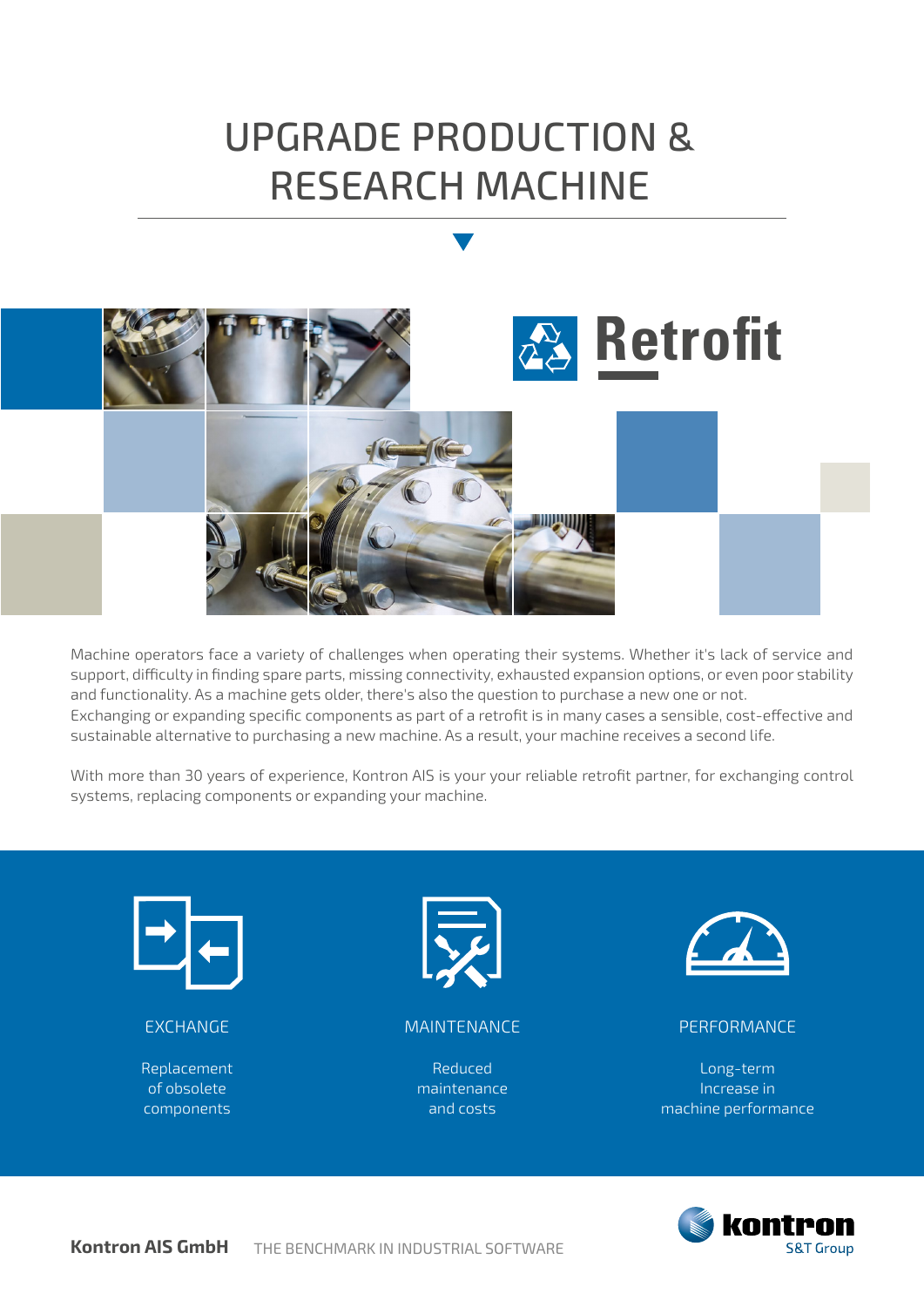# UPGRADE PRODUCTION & RESEARCH MACHINE

## Retrofit

Machine operators face a variety of challenges when operating their systems. Whether it's lack of service and support, difficulty in finding spare parts, missing connectivity, exhausted expansion options, or even poor stability and functionality. As a machine gets older, there's also the question to purchase a new one or not.
Exchanging or expanding specific components as part of a retrofit is in many cases a sensible, cost-effective and sustainable alternative to purchasing a new machine. As a result, your machine receives a second life.

With more than 30 years of experience, Kontron AIS is your your reliable retrofit partner, for exchanging control systems, replacing components or expanding your machine.

### EXCHANGE

Replacement of obsolete components

### MAINTENANCE

Reduced maintenance and costs

### PERFORMANCE

Long-term Increase in machine performance

**Kontron AIS GmbH** THE BENCHMARK IN INDUSTRIAL SOFTWARE

kontron S&T Group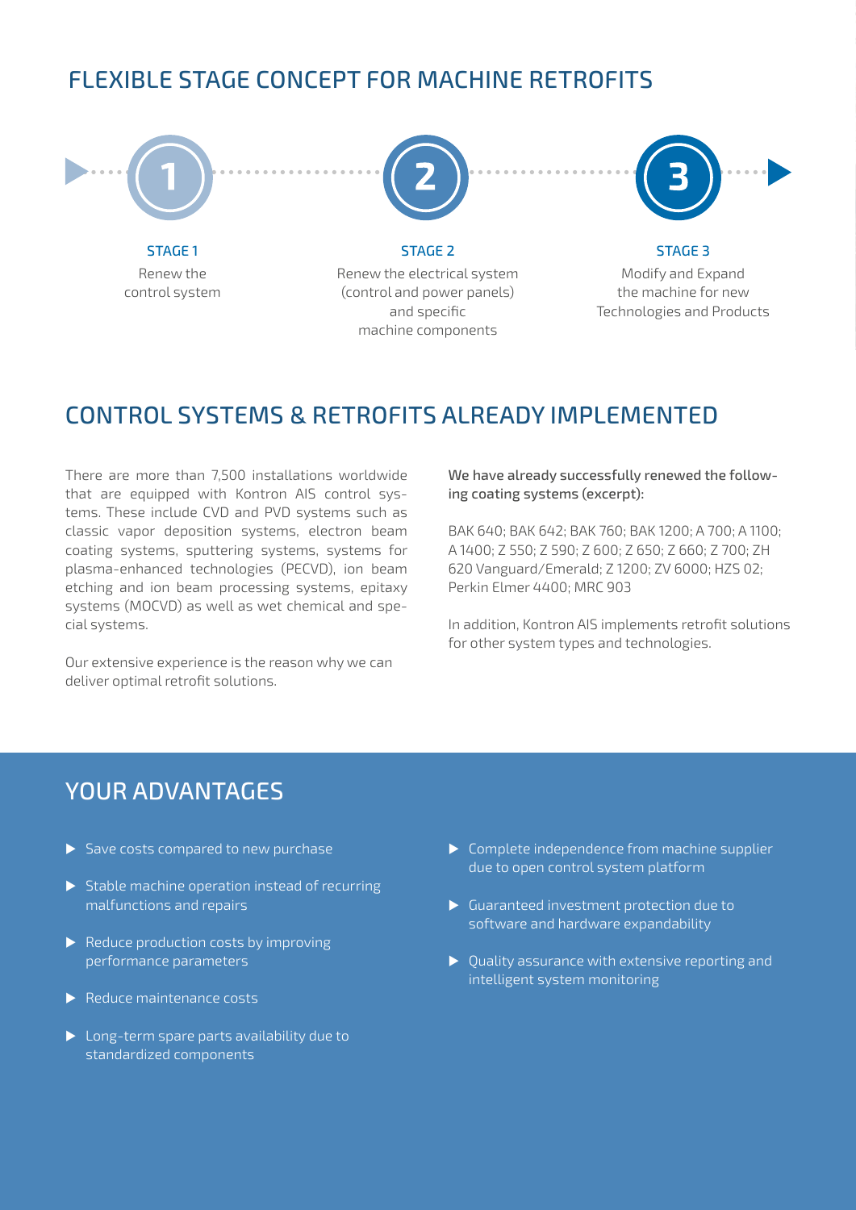## FLEXIBLE STAGE CONCEPT FOR MACHINE RETROFITS

**STAGE 1**
Renew the control system

**STAGE 2**
Renew the electrical system (control and power panels) and specific machine components

**STAGE 3**
Modify and Expand the machine for new Technologies and Products

## CONTROL SYSTEMS & RETROFITS ALREADY IMPLEMENTED

There are more than 7,500 installations worldwide that are equipped with Kontron AIS control systems. These include CVD and PVD systems such as classic vapor deposition systems, electron beam coating systems, sputtering systems, systems for plasma-enhanced technologies (PECVD), ion beam etching and ion beam processing systems, epitaxy systems (MOCVD) as well as wet chemical and special systems.

Our extensive experience is the reason why we can deliver optimal retrofit solutions.

**We have already successfully renewed the following coating systems (excerpt):**

BAK 640; BAK 642; BAK 760; BAK 1200; A 700; A 1100; A 1400; Z 550; Z 590; Z 600; Z 650; Z 660; Z 700; ZH 620 Vanguard/Emerald; Z 1200; ZV 6000; HZS 02; Perkin Elmer 4400; MRC 903

In addition, Kontron AIS implements retrofit solutions for other system types and technologies.

## YOUR ADVANTAGES

- Save costs compared to new purchase
- Stable machine operation instead of recurring malfunctions and repairs
- Reduce production costs by improving performance parameters
- Reduce maintenance costs
- Long-term spare parts availability due to standardized components
- Complete independence from machine supplier due to open control system platform
- Guaranteed investment protection due to software and hardware expandability
- Quality assurance with extensive reporting and intelligent system monitoring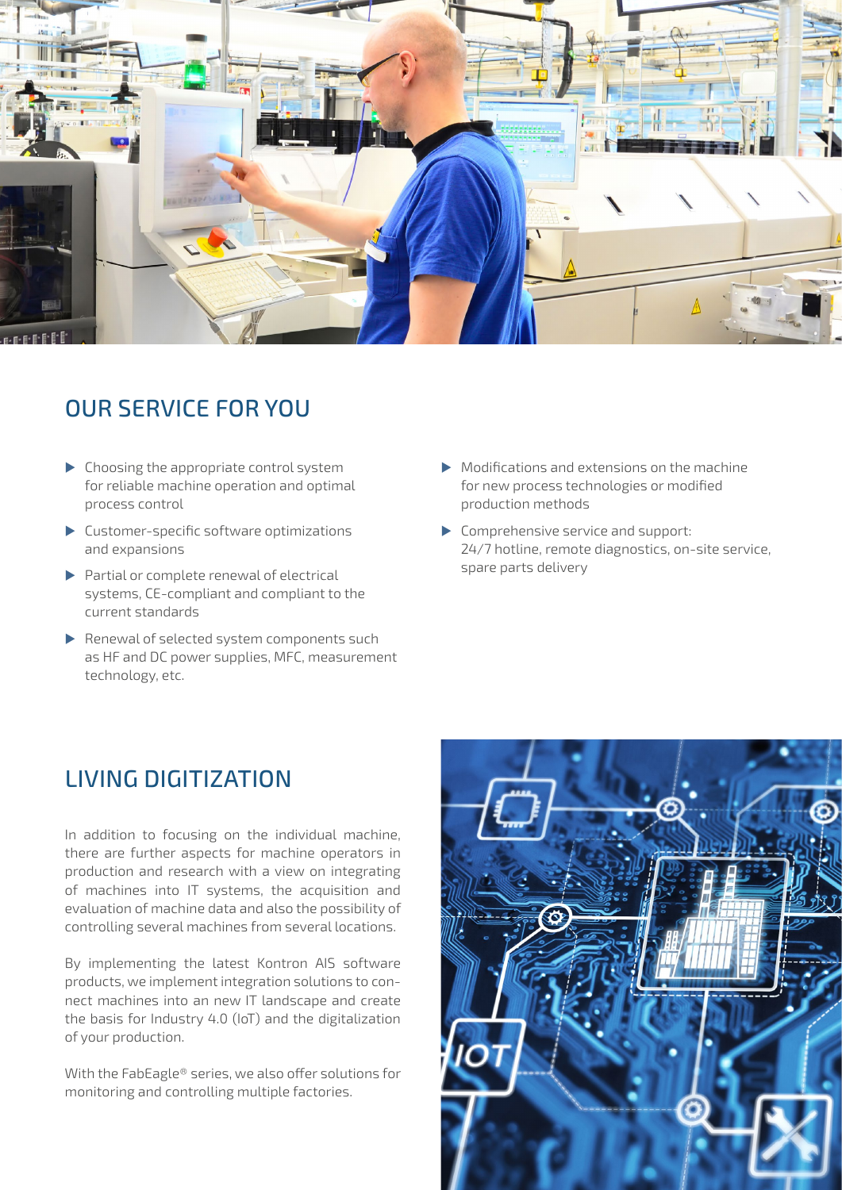## OUR SERVICE FOR YOU

- Choosing the appropriate control system for reliable machine operation and optimal process control
- Customer-specific software optimizations and expansions
- Partial or complete renewal of electrical systems, CE-compliant and compliant to the current standards
- Renewal of selected system components such as HF and DC power supplies, MFC, measurement technology, etc.
- Modifications and extensions on the machine for new process technologies or modified production methods
- Comprehensive service and support: 24/7 hotline, remote diagnostics, on-site service, spare parts delivery

## LIVING DIGITIZATION

In addition to focusing on the individual machine, there are further aspects for machine operators in production and research with a view on integrating of machines into IT systems, the acquisition and evaluation of machine data and also the possibility of controlling several machines from several locations.

By implementing the latest Kontron AIS software products, we implement integration solutions to connect machines into an new IT landscape and create the basis for Industry 4.0 (IoT) and the digitalization of your production.

With the FabEagle® series, we also offer solutions for monitoring and controlling multiple factories.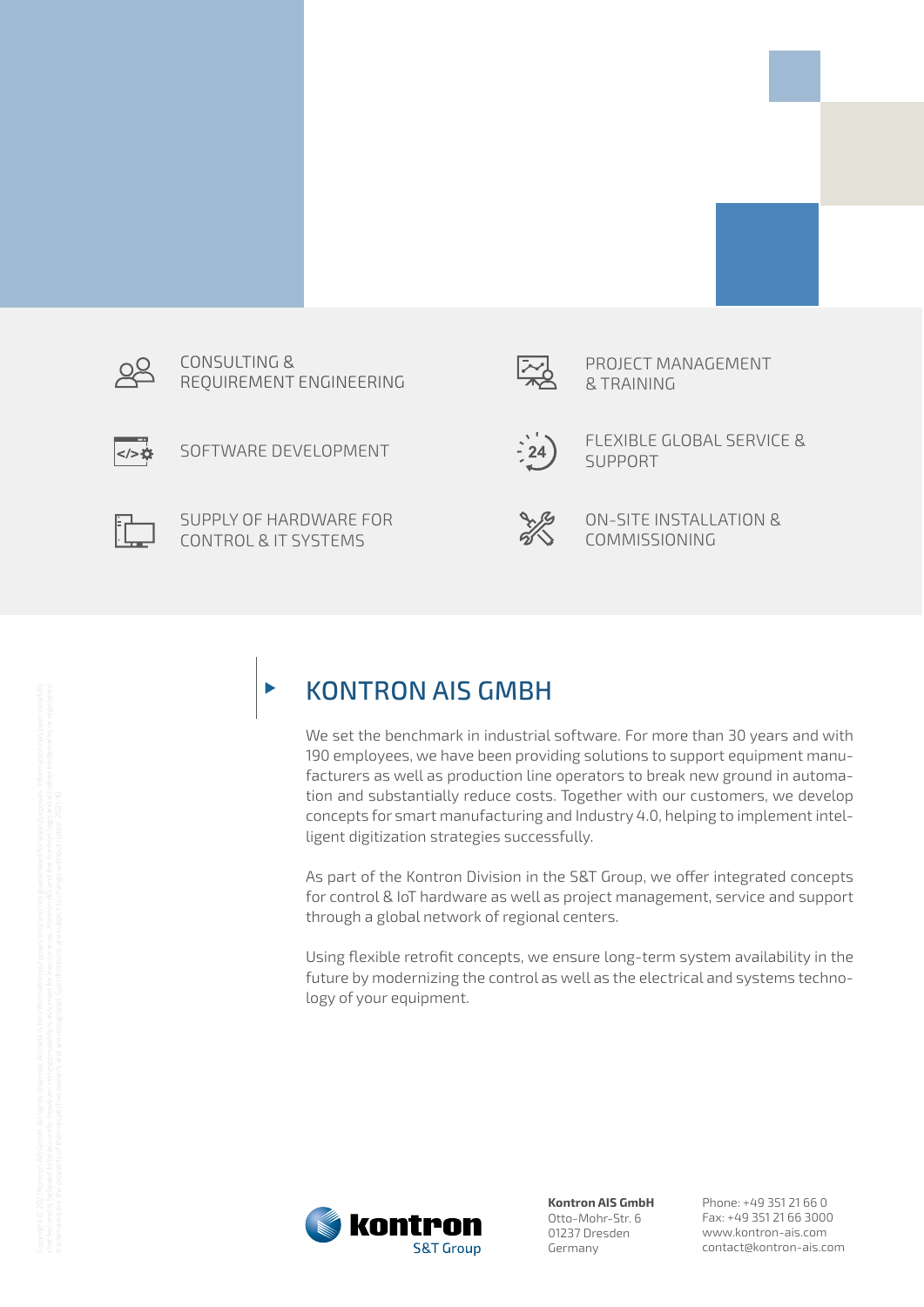- CONSULTING & REQUIREMENT ENGINEERING
- PROJECT MANAGEMENT & TRAINING
- SOFTWARE DEVELOPMENT
- FLEXIBLE GLOBAL SERVICE & SUPPORT
- SUPPLY OF HARDWARE FOR CONTROL & IT SYSTEMS
- ON-SITE INSTALLATION & COMMISSIONING

## KONTRON AIS GMBH

We set the benchmark in industrial software. For more than 30 years and with 190 employees, we have been providing solutions to support equipment manufacturers as well as production line operators to break new ground in automation and substantially reduce costs. Together with our customers, we develop concepts for smart manufacturing and Industry 4.0, helping to implement intelligent digitization strategies successfully.

As part of the Kontron Division in the S&T Group, we offer integrated concepts for control & IoT hardware as well as project management, service and support through a global network of regional centers.

Using flexible retrofit concepts, we ensure long-term system availability in the future by modernizing the control as well as the electrical and systems technology of your equipment.

kontron
S&T Group

**Kontron AIS GmbH**
Otto-Mohr-Str. 6
01237 Dresden
Germany

Phone: +49 351 21 66 0
Fax: +49 351 21 66 3000
www.kontron-ais.com
contact@kontron-ais.com